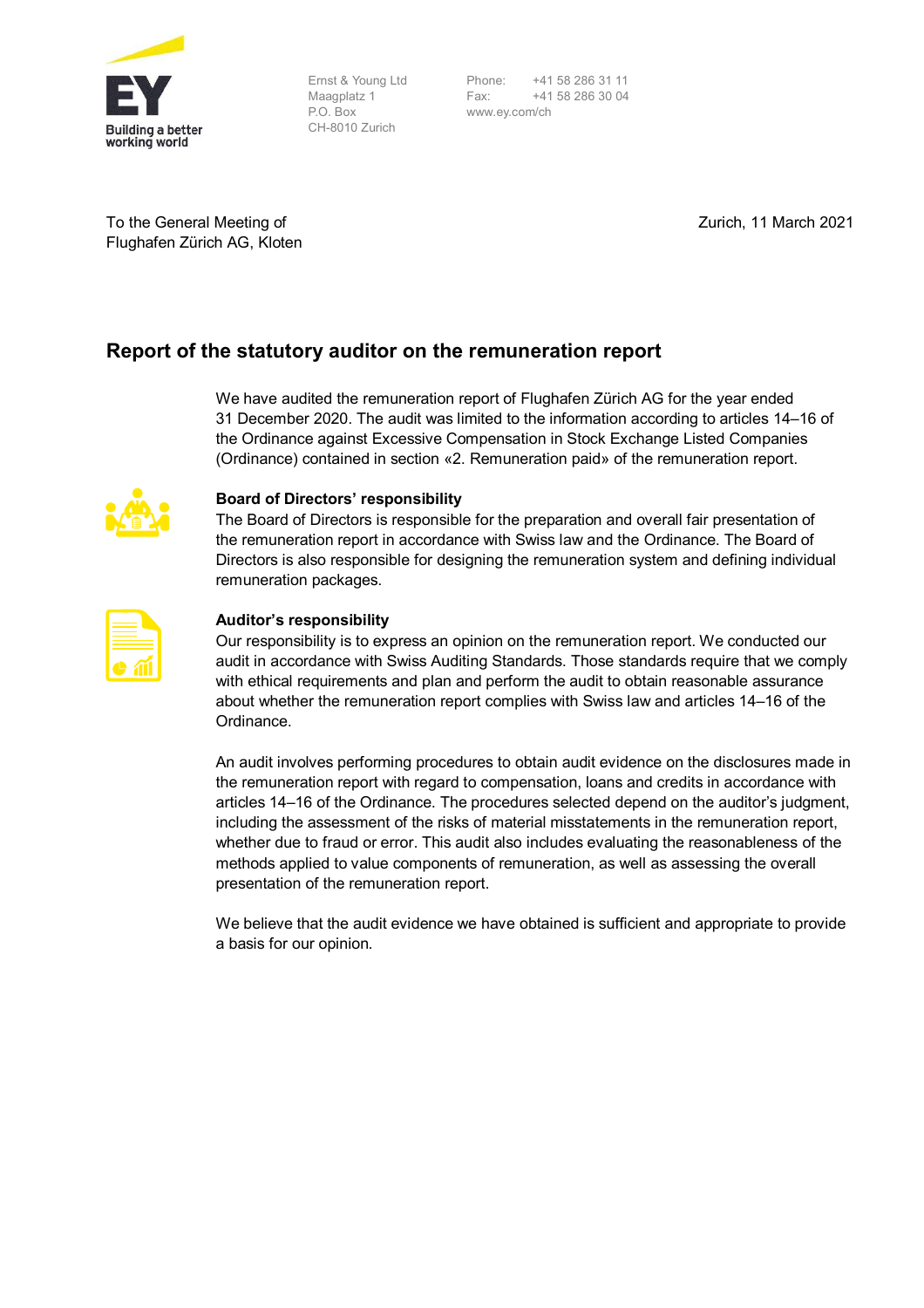Ernst & Young Ltd
Maagplatz 1
P.O. Box
CH-8010 Zurich

Phone: +41 58 286 31 11
Fax: +41 58 286 30 04
www.ey.com/ch

To the General Meeting of
Flughafen Zürich AG, Kloten

Zurich, 11 March 2021

## Report of the statutory auditor on the remuneration report

We have audited the remuneration report of Flughafen Zürich AG for the year ended 31 December 2020. The audit was limited to the information according to articles 14–16 of the Ordinance against Excessive Compensation in Stock Exchange Listed Companies (Ordinance) contained in section «2. Remuneration paid» of the remuneration report.

### Board of Directors' responsibility

The Board of Directors is responsible for the preparation and overall fair presentation of the remuneration report in accordance with Swiss law and the Ordinance. The Board of Directors is also responsible for designing the remuneration system and defining individual remuneration packages.

### Auditor's responsibility

Our responsibility is to express an opinion on the remuneration report. We conducted our audit in accordance with Swiss Auditing Standards. Those standards require that we comply with ethical requirements and plan and perform the audit to obtain reasonable assurance about whether the remuneration report complies with Swiss law and articles 14–16 of the Ordinance.

An audit involves performing procedures to obtain audit evidence on the disclosures made in the remuneration report with regard to compensation, loans and credits in accordance with articles 14–16 of the Ordinance. The procedures selected depend on the auditor's judgment, including the assessment of the risks of material misstatements in the remuneration report, whether due to fraud or error. This audit also includes evaluating the reasonableness of the methods applied to value components of remuneration, as well as assessing the overall presentation of the remuneration report.

We believe that the audit evidence we have obtained is sufficient and appropriate to provide a basis for our opinion.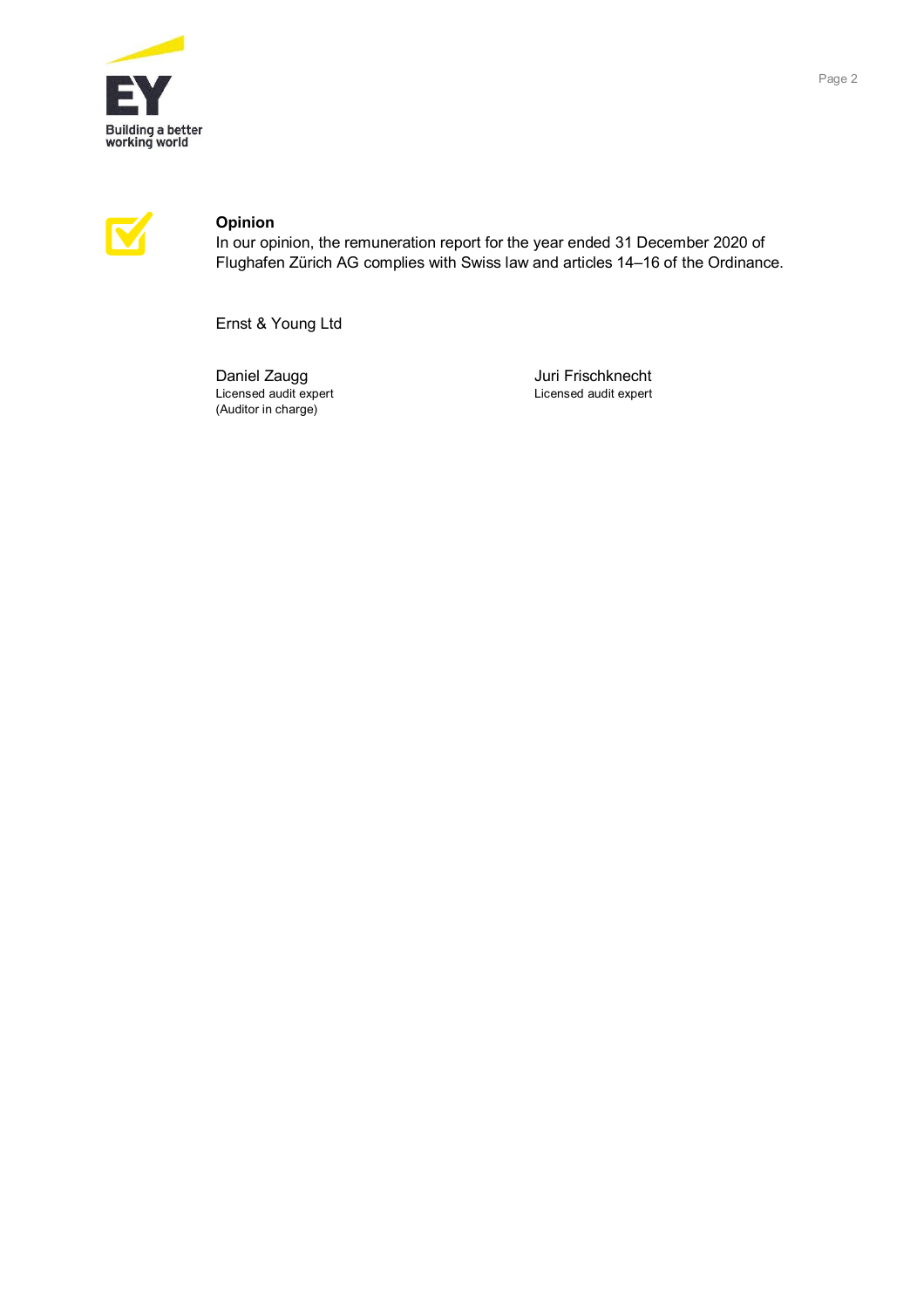**Opinion**

In our opinion, the remuneration report for the year ended 31 December 2020 of Flughafen Zürich AG complies with Swiss law and articles 14–16 of the Ordinance.

Ernst & Young Ltd

| | |
|---|---|
| Daniel Zaugg<br>Licensed audit expert<br>(Auditor in charge) | Juri Frischknecht<br>Licensed audit expert |